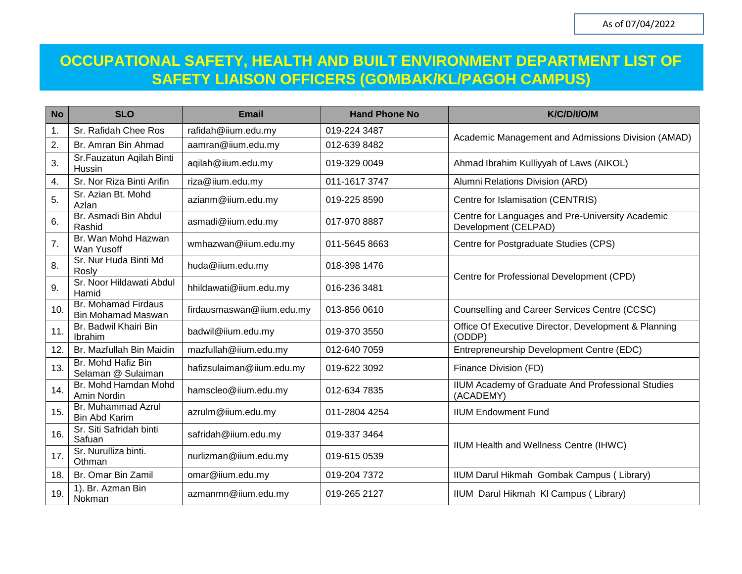As of 07/04/2022

# OCCUPATIONAL SAFETY, HEALTH AND BUILT ENVIRONMENT DEPARTMENT LIST OF SAFETY LIAISON OFFICERS (GOMBAK/KL/PAGOH CAMPUS)

| No | SLO | Email | Hand Phone No | K/C/D/I/O/M |
|---|---|---|---|---|
| 1. | Sr. Rafidah Chee Ros | rafidah@iium.edu.my | 019-224 3487 | Academic Management and Admissions Division (AMAD) |
| 2. | Br. Amran Bin Ahmad | aamran@iium.edu.my | 012-639 8482 | |
| 3. | Sr.Fauzatun Aqilah Binti Hussin | aqilah@iium.edu.my | 019-329 0049 | Ahmad Ibrahim Kulliyyah of Laws (AIKOL) |
| 4. | Sr. Nor Riza Binti Arifin | riza@iium.edu.my | 011-1617 3747 | Alumni Relations Division (ARD) |
| 5. | Sr. Azian Bt. Mohd Azlan | azianm@iium.edu.my | 019-225 8590 | Centre for Islamisation (CENTRIS) |
| 6. | Br. Asmadi Bin Abdul Rashid | asmadi@iium.edu.my | 017-970 8887 | Centre for Languages and Pre-University Academic Development (CELPAD) |
| 7. | Br. Wan Mohd Hazwan Wan Yusoff | wmhazwan@iium.edu.my | 011-5645 8663 | Centre for Postgraduate Studies (CPS) |
| 8. | Sr. Nur Huda Binti Md Rosly | huda@iium.edu.my | 018-398 1476 | Centre for Professional Development (CPD) |
| 9. | Sr. Noor Hildawati Abdul Hamid | hhildawati@iium.edu.my | 016-236 3481 | |
| 10. | Br. Mohamad Firdaus Bin Mohamad Maswan | firdausmaswan@iium.edu.my | 013-856 0610 | Counselling and Career Services Centre (CCSC) |
| 11. | Br. Badwil Khairi Bin Ibrahim | badwil@iium.edu.my | 019-370 3550 | Office Of Executive Director, Development & Planning (ODDP) |
| 12. | Br. Mazfullah Bin Maidin | mazfullah@iium.edu.my | 012-640 7059 | Entrepreneurship Development Centre (EDC) |
| 13. | Br. Mohd Hafiz Bin Selaman @ Sulaiman | hafizsulaiman@iium.edu.my | 019-622 3092 | Finance Division (FD) |
| 14. | Br. Mohd Hamdan Mohd Amin Nordin | hamscleo@iium.edu.my | 012-634 7835 | IIUM Academy of Graduate And Professional Studies (ACADEMY) |
| 15. | Br. Muhammad Azrul Bin Abd Karim | azrulm@iium.edu.my | 011-2804 4254 | IIUM Endowment Fund |
| 16. | Sr. Siti Safridah binti Safuan | safridah@iium.edu.my | 019-337 3464 | IIUM Health and Wellness Centre (IHWC) |
| 17. | Sr. Nurulliza binti. Othman | nurlizman@iium.edu.my | 019-615 0539 | |
| 18. | Br. Omar Bin Zamil | omar@iium.edu.my | 019-204 7372 | IIUM Darul Hikmah Gombak Campus ( Library) |
| 19. | 1). Br. Azman Bin Nokman | azmanmn@iium.edu.my | 019-265 2127 | IIUM Darul Hikmah Kl Campus ( Library) |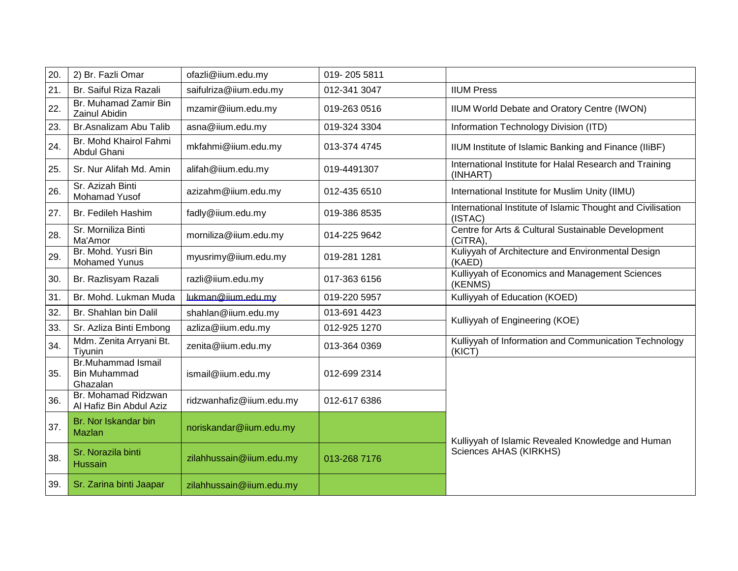| | | | | |
|---|---|---|---|---|
| 20. | 2) Br. Fazli Omar | ofazli@iium.edu.my | 019- 205 5811 | |
| 21. | Br. Saiful Riza Razali | saifulriza@iium.edu.my | 012-341 3047 | IIUM Press |
| 22. | Br. Muhamad Zamir Bin Zainul Abidin | mzamir@iium.edu.my | 019-263 0516 | IIUM World Debate and Oratory Centre (IWON) |
| 23. | Br.Asnalizam Abu Talib | asna@iium.edu.my | 019-324 3304 | Information Technology Division (ITD) |
| 24. | Br. Mohd Khairol Fahmi Abdul Ghani | mkfahmi@iium.edu.my | 013-374 4745 | IIUM Institute of Islamic Banking and Finance (IIiBF) |
| 25. | Sr. Nur Alifah Md. Amin | alifah@iium.edu.my | 019-4491307 | International Institute for Halal Research and Training (INHART) |
| 26. | Sr. Azizah Binti Mohamad Yusof | azizahm@iium.edu.my | 012-435 6510 | International Institute for Muslim Unity (IIMU) |
| 27. | Br. Fedileh Hashim | fadly@iium.edu.my | 019-386 8535 | International Institute of Islamic Thought and Civilisation (ISTAC) |
| 28. | Sr. Morniliza Binti Ma'Amor | morniliza@iium.edu.my | 014-225 9642 | Centre for Arts & Cultural Sustainable Development (CiTRA), |
| 29. | Br. Mohd. Yusri Bin Mohamed Yunus | myusrimy@iium.edu.my | 019-281 1281 | Kuliyyah of Architecture and Environmental Design (KAED) |
| 30. | Br. Razlisyam Razali | razli@iium.edu.my | 017-363 6156 | Kulliyyah of Economics and Management Sciences (KENMS) |
| 31. | Br. Mohd. Lukman Muda | lukman@iium.edu.my | 019-220 5957 | Kulliyyah of Education (KOED) |
| 32. | Br. Shahlan bin Dalil | shahlan@iium.edu.my | 013-691 4423 | Kulliyyah of Engineering (KOE) |
| 33. | Sr. Azliza Binti Embong | azliza@iium.edu.my | 012-925 1270 | |
| 34. | Mdm. Zenita Arryani Bt. Tiyunin | zenita@iium.edu.my | 013-364 0369 | Kulliyyah of Information and Communication Technology (KICT) |
| 35. | Br.Muhammad Ismail Bin Muhammad Ghazalan | ismail@iium.edu.my | 012-699 2314 | Kulliyyah of Islamic Revealed Knowledge and Human Sciences AHAS (KIRKHS) |
| 36. | Br. Mohamad Ridzwan Al Hafiz Bin Abdul Aziz | ridzwanhafiz@iium.edu.my | 012-617 6386 | |
| 37. | Br. Nor Iskandar bin Mazlan | noriskandar@iium.edu.my | | |
| 38. | Sr. Norazila binti Hussain | zilahhussain@iium.edu.my | 013-268 7176 | |
| 39. | Sr. Zarina binti Jaapar | zilahhussain@iium.edu.my | | |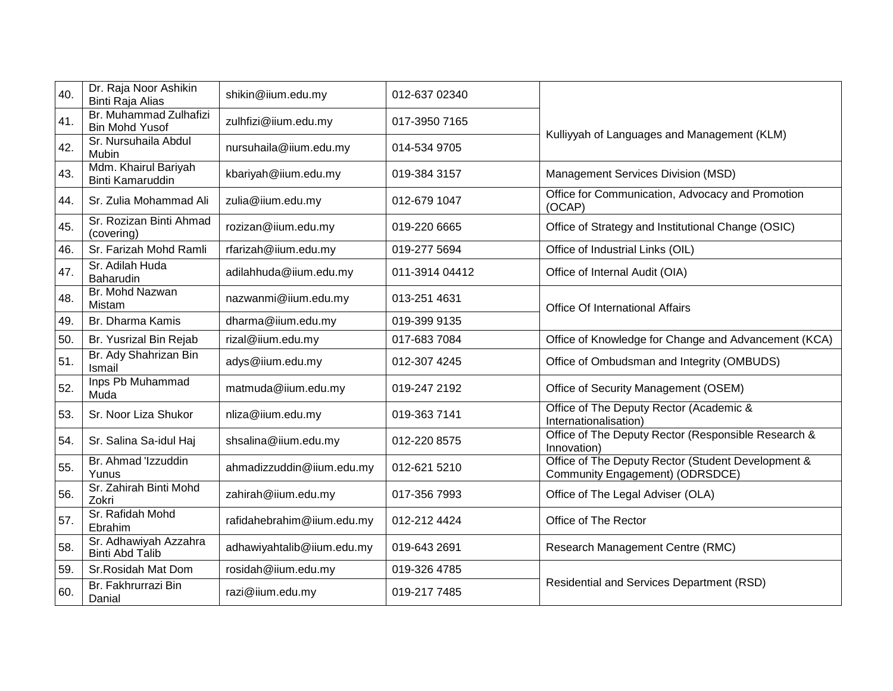| | | | | |
|---|---|---|---|---|
| 40. | Dr. Raja Noor Ashikin Binti Raja Alias | shikin@iium.edu.my | 012-637 02340 | Kulliyyah of Languages and Management (KLM) |
| 41. | Br. Muhammad Zulhafizi Bin Mohd Yusof | zulhfizi@iium.edu.my | 017-3950 7165 | |
| 42. | Sr. Nursuhaila Abdul Mubin | nursuhaila@iium.edu.my | 014-534 9705 | |
| 43. | Mdm. Khairul Bariyah Binti Kamaruddin | kbariyah@iium.edu.my | 019-384 3157 | Management Services Division (MSD) |
| 44. | Sr. Zulia Mohammad Ali | zulia@iium.edu.my | 012-679 1047 | Office for Communication, Advocacy and Promotion (OCAP) |
| 45. | Sr. Rozizan Binti Ahmad (covering) | rozizan@iium.edu.my | 019-220 6665 | Office of Strategy and Institutional Change (OSIC) |
| 46. | Sr. Farizah Mohd Ramli | rfarizah@iium.edu.my | 019-277 5694 | Office of Industrial Links (OIL) |
| 47. | Sr. Adilah Huda Baharudin | adilahhuda@iium.edu.my | 011-3914 04412 | Office of Internal Audit (OIA) |
| 48. | Br. Mohd Nazwan Mistam | nazwanmi@iium.edu.my | 013-251 4631 | Office Of International Affairs |
| 49. | Br. Dharma Kamis | dharma@iium.edu.my | 019-399 9135 | |
| 50. | Br. Yusrizal Bin Rejab | rizal@iium.edu.my | 017-683 7084 | Office of Knowledge for Change and Advancement (KCA) |
| 51. | Br. Ady Shahrizan Bin Ismail | adys@iium.edu.my | 012-307 4245 | Office of Ombudsman and Integrity (OMBUDS) |
| 52. | Inps Pb Muhammad Muda | matmuda@iium.edu.my | 019-247 2192 | Office of Security Management (OSEM) |
| 53. | Sr. Noor Liza Shukor | nliza@iium.edu.my | 019-363 7141 | Office of The Deputy Rector (Academic & Internationalisation) |
| 54. | Sr. Salina Sa-idul Haj | shsalina@iium.edu.my | 012-220 8575 | Office of The Deputy Rector (Responsible Research & Innovation) |
| 55. | Br. Ahmad 'Izzuddin Yunus | ahmadizzuddin@iium.edu.my | 012-621 5210 | Office of The Deputy Rector (Student Development & Community Engagement) (ODRSDCE) |
| 56. | Sr. Zahirah Binti Mohd Zokri | zahirah@iium.edu.my | 017-356 7993 | Office of The Legal Adviser (OLA) |
| 57. | Sr. Rafidah Mohd Ebrahim | rafidahebrahim@iium.edu.my | 012-212 4424 | Office of The Rector |
| 58. | Sr. Adhawiyah Azzahra Binti Abd Talib | adhawiyahtalib@iium.edu.my | 019-643 2691 | Research Management Centre (RMC) |
| 59. | Sr.Rosidah Mat Dom | rosidah@iium.edu.my | 019-326 4785 | Residential and Services Department (RSD) |
| 60. | Br. Fakhrurrazi Bin Danial | razi@iium.edu.my | 019-217 7485 | |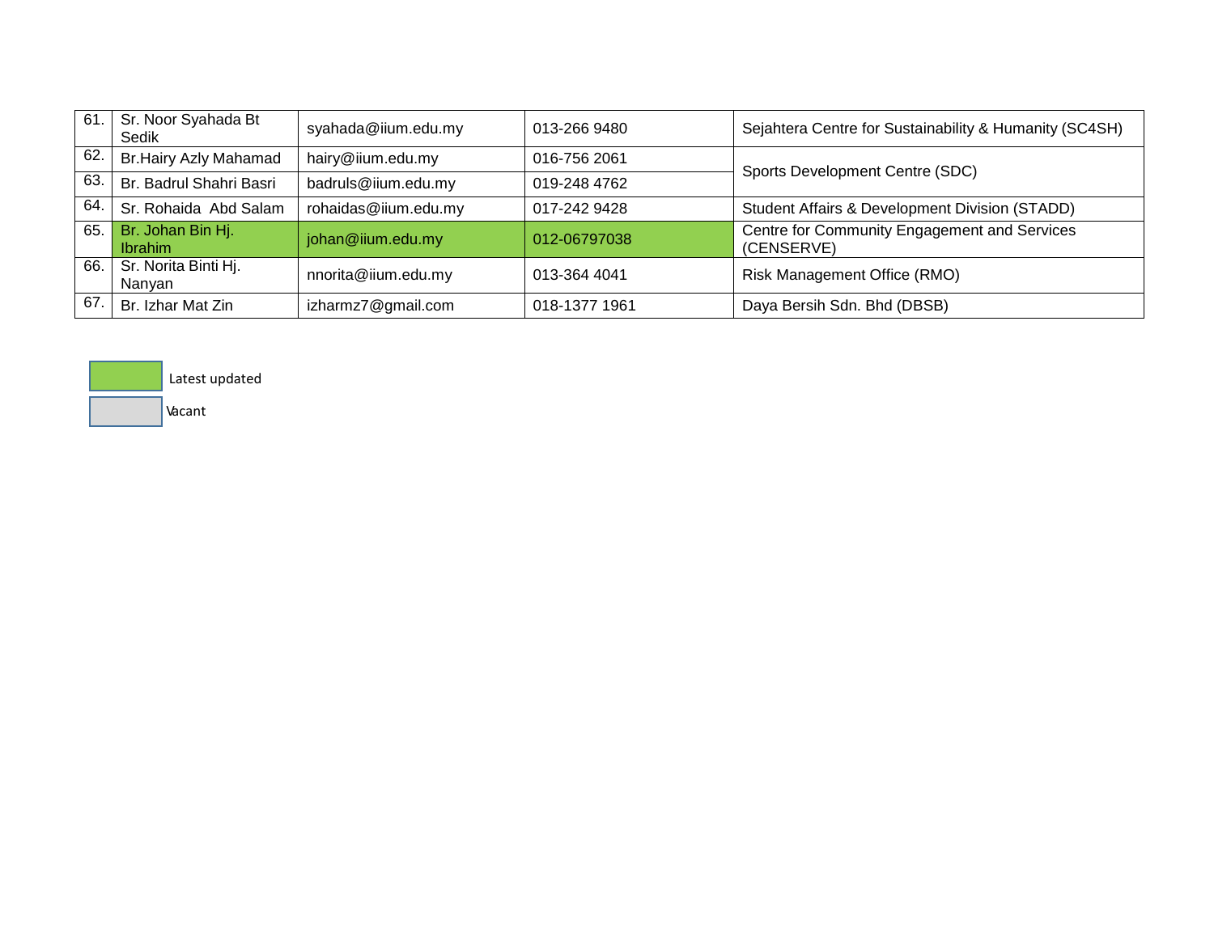| | | | | |
|---|---|---|---|---|
| 61. | Sr. Noor Syahada Bt Sedik | syahada@iium.edu.my | 013-266 9480 | Sejahtera Centre for Sustainability & Humanity (SC4SH) |
| 62. | Br.Hairy Azly Mahamad | hairy@iium.edu.my | 016-756 2061 | Sports Development Centre (SDC) |
| 63. | Br. Badrul Shahri Basri | badruls@iium.edu.my | 019-248 4762 | |
| 64. | Sr. Rohaida Abd Salam | rohaidas@iium.edu.my | 017-242 9428 | Student Affairs & Development Division (STADD) |
| 65. | Br. Johan Bin Hj. Ibrahim | johan@iium.edu.my | 012-06797038 | Centre for Community Engagement and Services (CENSERVE) |
| 66. | Sr. Norita Binti Hj. Nanyan | nnorita@iium.edu.my | 013-364 4041 | Risk Management Office (RMO) |
| 67. | Br. Izhar Mat Zin | izharmz7@gmail.com | 018-1377 1961 | Daya Bersih Sdn. Bhd (DBSB) |

Latest updated

Vacant